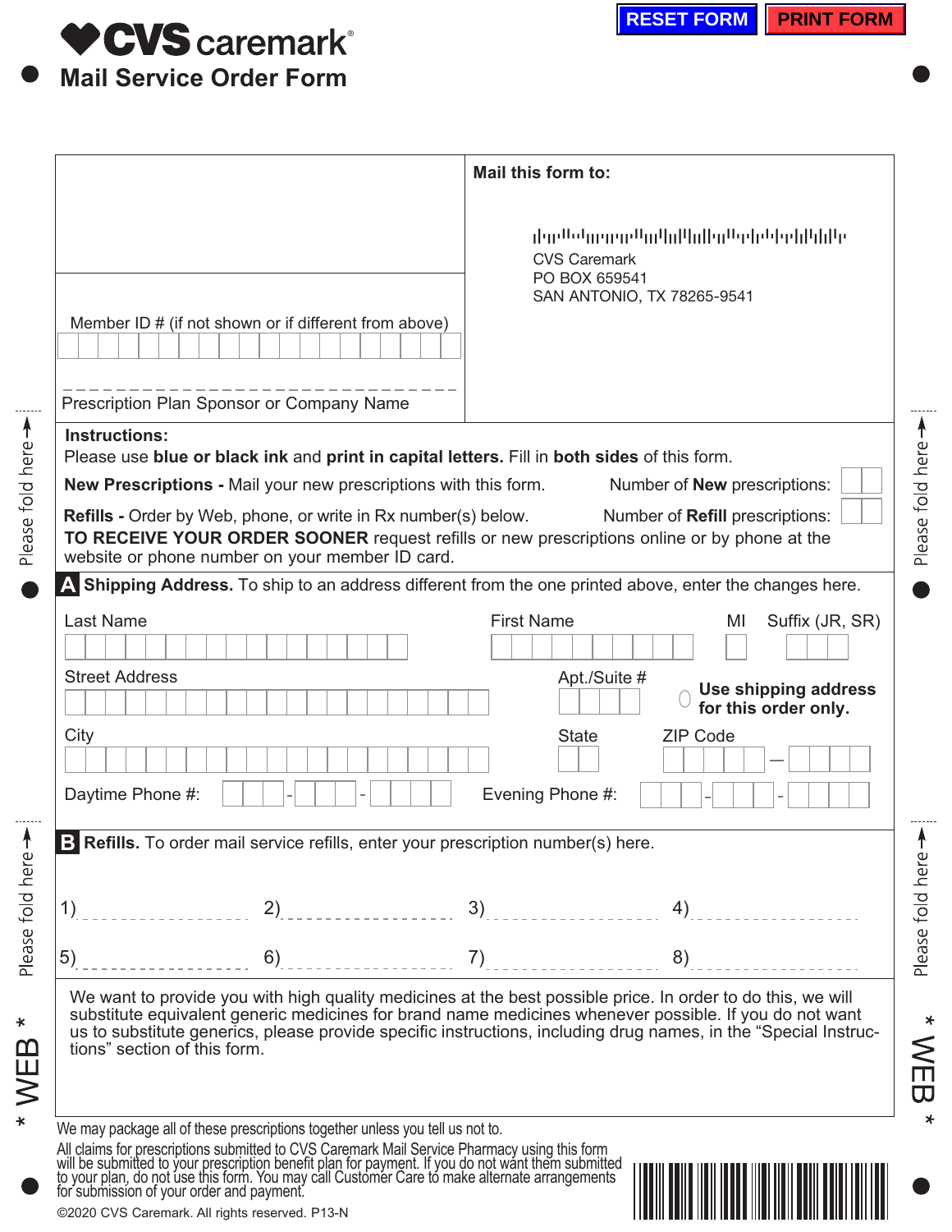# CVS caremark®

## Mail Service Order Form

RESET FORM | PRINT FORM

Member ID # (if not shown or if different from above)

Prescription Plan Sponsor or Company Name

**Mail this form to:**

CVS Caremark
PO BOX 659541
SAN ANTONIO, TX 78265-9541

**Instructions:**

Please use **blue or black ink** and **print in capital letters.** Fill in **both sides** of this form.

**New Prescriptions -** Mail your new prescriptions with this form. Number of **New** prescriptions:

**Refills -** Order by Web, phone, or write in Rx number(s) below. Number of **Refill** prescriptions:

**TO RECEIVE YOUR ORDER SOONER** request refills or new prescriptions online or by phone at the website or phone number on your member ID card.

**A Shipping Address.** To ship to an address different from the one printed above, enter the changes here.

Last Name | First Name | MI | Suffix (JR, SR)

Street Address | Apt./Suite #

**Use shipping address for this order only.**

City | State | ZIP Code

Daytime Phone #: | Evening Phone #:

**B Refills.** To order mail service refills, enter your prescription number(s) here.

1) 2) 3) 4)

5) 6) 7) 8)

We want to provide you with high quality medicines at the best possible price. In order to do this, we will substitute equivalent generic medicines for brand name medicines whenever possible. If you do not want us to substitute generics, please provide specific instructions, including drug names, in the "Special Instructions" section of this form.

We may package all of these prescriptions together unless you tell us not to.

All claims for prescriptions submitted to CVS Caremark Mail Service Pharmacy using this form will be submitted to your prescription benefit plan for payment. If you do not want them submitted to your plan, do not use this form. You may call Customer Care to make alternate arrangements for submission of your order and payment.

©2020 CVS Caremark. All rights reserved. P13-N

Please fold here

\* WEB \*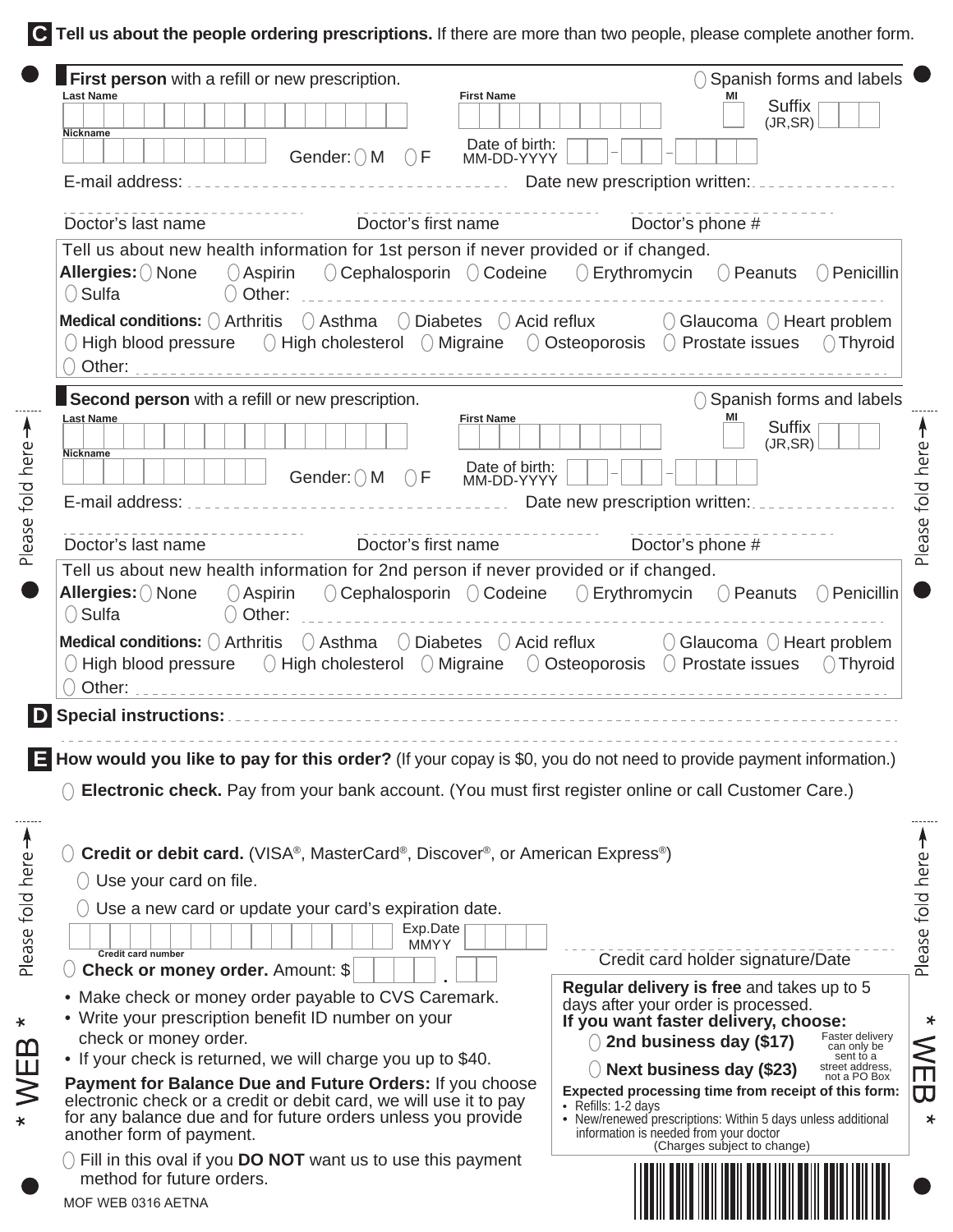## C Tell us about the people ordering prescriptions. If there are more than two people, please complete another form.

**First person** with a refill or new prescription.

○ Spanish forms and labels

Last Name | First Name | MI | Suffix (JR,SR)

Nickname | Gender: ○ M ○ F | Date of birth: MM-DD-YYYY

E-mail address: ______________________ Date new prescription written: ______________

Doctor's last name ______________ Doctor's first name ______________ Doctor's phone # ______________

Tell us about new health information for 1st person if never provided or if changed.

**Allergies:** ○ None ○ Aspirin ○ Cephalosporin ○ Codeine ○ Erythromycin ○ Peanuts ○ Penicillin ○ Sulfa ○ Other: ______________

**Medical conditions:** ○ Arthritis ○ Asthma ○ Diabetes ○ Acid reflux ○ Glaucoma ○ Heart problem ○ High blood pressure ○ High cholesterol ○ Migraine ○ Osteoporosis ○ Prostate issues ○ Thyroid ○ Other: ______________

**Second person** with a refill or new prescription.

○ Spanish forms and labels

Last Name | First Name | MI | Suffix (JR,SR)

Nickname | Gender: ○ M ○ F | Date of birth: MM-DD-YYYY

E-mail address: ______________________ Date new prescription written: ______________

Doctor's last name ______________ Doctor's first name ______________ Doctor's phone # ______________

Tell us about new health information for 2nd person if never provided or if changed.

**Allergies:** ○ None ○ Aspirin ○ Cephalosporin ○ Codeine ○ Erythromycin ○ Peanuts ○ Penicillin ○ Sulfa ○ Other: ______________

**Medical conditions:** ○ Arthritis ○ Asthma ○ Diabetes ○ Acid reflux ○ Glaucoma ○ Heart problem ○ High blood pressure ○ High cholesterol ○ Migraine ○ Osteoporosis ○ Prostate issues ○ Thyroid ○ Other: ______________

## D Special instructions: ______________

## E How would you like to pay for this order? (If your copay is $0, you do not need to provide payment information.)

○ **Electronic check.** Pay from your bank account. (You must first register online or call Customer Care.)

○ **Credit or debit card.** (VISA®, MasterCard®, Discover®, or American Express®)

○ Use your card on file.

○ Use a new card or update your card's expiration date.

Credit card number ______________ Exp.Date MMYY ______

Credit card holder signature/Date ______________

○ **Check or money order.** Amount: $ ______ . ____

- Make check or money order payable to CVS Caremark.
- Write your prescription benefit ID number on your check or money order.
- If your check is returned, we will charge you up to $40.

**Payment for Balance Due and Future Orders:** If you choose electronic check or a credit or debit card, we will use it to pay for any balance due and for future orders unless you provide another form of payment.

○ Fill in this oval if you **DO NOT** want us to use this payment method for future orders.

**Regular delivery is free** and takes up to 5 days after your order is processed.

**If you want faster delivery, choose:**

○ **2nd business day ($17)**

○ **Next business day ($23)**

Faster delivery can only be sent to a street address, not a PO Box

**Expected processing time from receipt of this form:**

- Refills: 1-2 days
- New/renewed prescriptions: Within 5 days unless additional information is needed from your doctor

(Charges subject to change)

MOF WEB 0316 AETNA